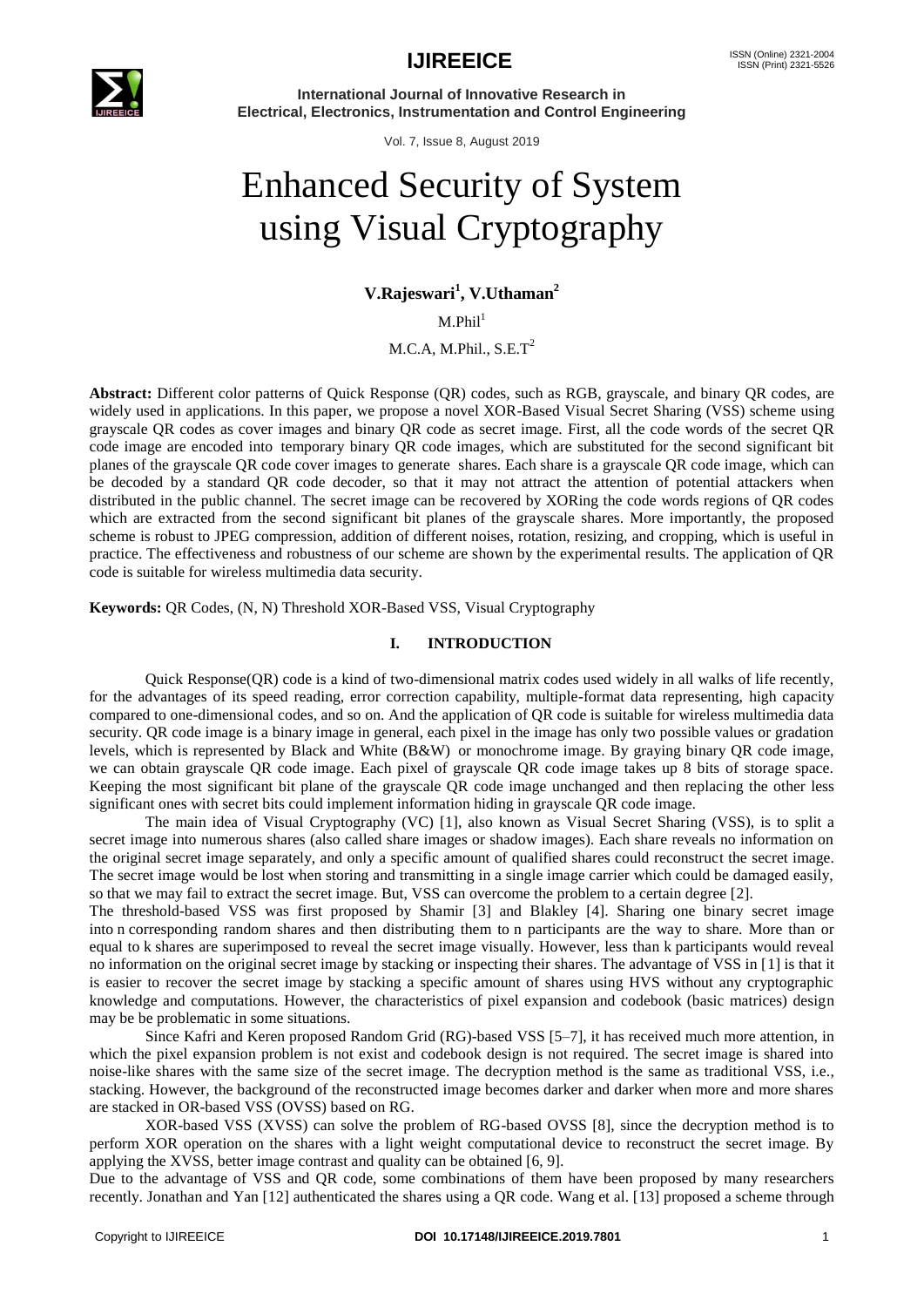# Enhanced Security of System using Visual Cryptography

**V.Rajeswari[1], V.Uthaman[2]**

M.Phil[1]

M.C.A, M.Phil., S.E.T[2]

**Abstract:** Different color patterns of Quick Response (QR) codes, such as RGB, grayscale, and binary QR codes, are widely used in applications. In this paper, we propose a novel XOR-Based Visual Secret Sharing (VSS) scheme using grayscale QR codes as cover images and binary QR code as secret image. First, all the code words of the secret QR code image are encoded into temporary binary QR code images, which are substituted for the second significant bit planes of the grayscale QR code cover images to generate shares. Each share is a grayscale QR code image, which can be decoded by a standard QR code decoder, so that it may not attract the attention of potential attackers when distributed in the public channel. The secret image can be recovered by XORing the code words regions of QR codes which are extracted from the second significant bit planes of the grayscale shares. More importantly, the proposed scheme is robust to JPEG compression, addition of different noises, rotation, resizing, and cropping, which is useful in practice. The effectiveness and robustness of our scheme are shown by the experimental results. The application of QR code is suitable for wireless multimedia data security.

**Keywords:** QR Codes, (N, N) Threshold XOR-Based VSS, Visual Cryptography

## I. INTRODUCTION

Quick Response(QR) code is a kind of two-dimensional matrix codes used widely in all walks of life recently, for the advantages of its speed reading, error correction capability, multiple-format data representing, high capacity compared to one-dimensional codes, and so on. And the application of QR code is suitable for wireless multimedia data security. QR code image is a binary image in general, each pixel in the image has only two possible values or gradation levels, which is represented by Black and White (B&W) or monochrome image. By graying binary QR code image, we can obtain grayscale QR code image. Each pixel of grayscale QR code image takes up 8 bits of storage space. Keeping the most significant bit plane of the grayscale QR code image unchanged and then replacing the other less significant ones with secret bits could implement information hiding in grayscale QR code image.

The main idea of Visual Cryptography (VC) [1], also known as Visual Secret Sharing (VSS), is to split a secret image into numerous shares (also called share images or shadow images). Each share reveals no information on the original secret image separately, and only a specific amount of qualified shares could reconstruct the secret image. The secret image would be lost when storing and transmitting in a single image carrier which could be damaged easily, so that we may fail to extract the secret image. But, VSS can overcome the problem to a certain degree [2].

The threshold-based VSS was first proposed by Shamir [3] and Blakley [4]. Sharing one binary secret image into n corresponding random shares and then distributing them to n participants are the way to share. More than or equal to k shares are superimposed to reveal the secret image visually. However, less than k participants would reveal no information on the original secret image by stacking or inspecting their shares. The advantage of VSS in [1] is that it is easier to recover the secret image by stacking a specific amount of shares using HVS without any cryptographic knowledge and computations. However, the characteristics of pixel expansion and codebook (basic matrices) design may be be problematic in some situations.

Since Kafri and Keren proposed Random Grid (RG)-based VSS [5–7], it has received much more attention, in which the pixel expansion problem is not exist and codebook design is not required. The secret image is shared into noise-like shares with the same size of the secret image. The decryption method is the same as traditional VSS, i.e., stacking. However, the background of the reconstructed image becomes darker and darker when more and more shares are stacked in OR-based VSS (OVSS) based on RG.

XOR-based VSS (XVSS) can solve the problem of RG-based OVSS [8], since the decryption method is to perform XOR operation on the shares with a light weight computational device to reconstruct the secret image. By applying the XVSS, better image contrast and quality can be obtained [6, 9].

Due to the advantage of VSS and QR code, some combinations of them have been proposed by many researchers recently. Jonathan and Yan [12] authenticated the shares using a QR code. Wang et al. [13] proposed a scheme through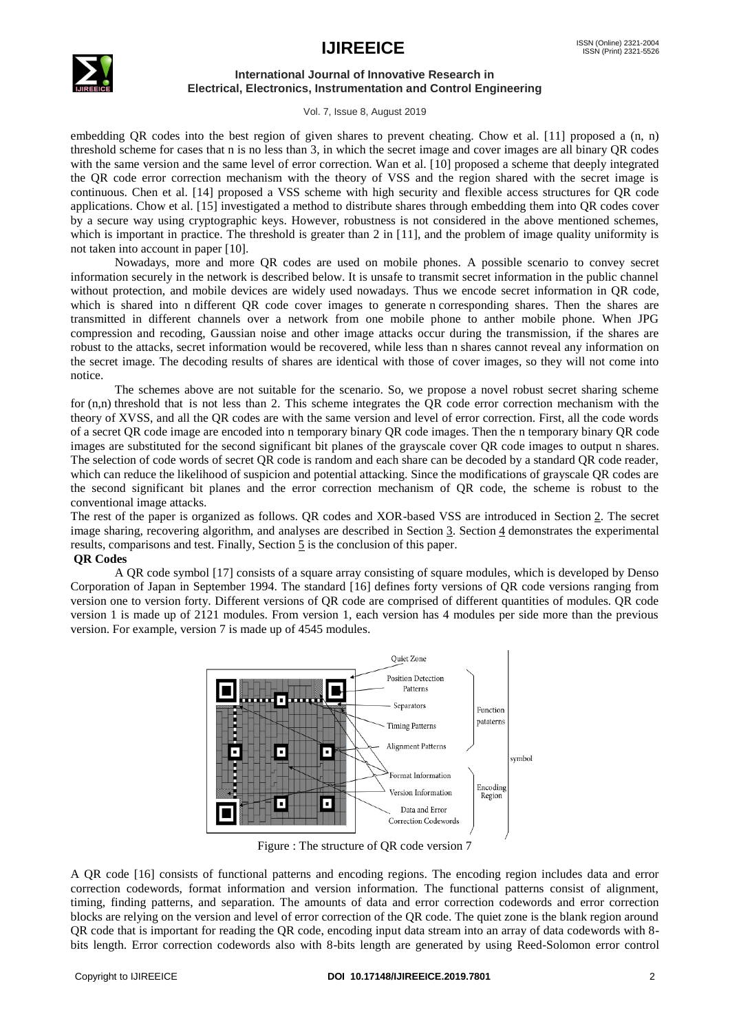embedding QR codes into the best region of given shares to prevent cheating. Chow et al. [11] proposed a (n, n) threshold scheme for cases that n is no less than 3, in which the secret image and cover images are all binary QR codes with the same version and the same level of error correction. Wan et al. [10] proposed a scheme that deeply integrated the QR code error correction mechanism with the theory of VSS and the region shared with the secret image is continuous. Chen et al. [14] proposed a VSS scheme with high security and flexible access structures for QR code applications. Chow et al. [15] investigated a method to distribute shares through embedding them into QR codes cover by a secure way using cryptographic keys. However, robustness is not considered in the above mentioned schemes, which is important in practice. The threshold is greater than 2 in [11], and the problem of image quality uniformity is not taken into account in paper [10].

Nowadays, more and more QR codes are used on mobile phones. A possible scenario to convey secret information securely in the network is described below. It is unsafe to transmit secret information in the public channel without protection, and mobile devices are widely used nowadays. Thus we encode secret information in QR code, which is shared into n different QR code cover images to generate n corresponding shares. Then the shares are transmitted in different channels over a network from one mobile phone to anther mobile phone. When JPG compression and recoding, Gaussian noise and other image attacks occur during the transmission, if the shares are robust to the attacks, secret information would be recovered, while less than n shares cannot reveal any information on the secret image. The decoding results of shares are identical with those of cover images, so they will not come into notice.

The schemes above are not suitable for the scenario. So, we propose a novel robust secret sharing scheme for (n,n) threshold that is not less than 2. This scheme integrates the QR code error correction mechanism with the theory of XVSS, and all the QR codes are with the same version and level of error correction. First, all the code words of a secret QR code image are encoded into n temporary binary QR code images. Then the n temporary binary QR code images are substituted for the second significant bit planes of the grayscale cover QR code images to output n shares. The selection of code words of secret QR code is random and each share can be decoded by a standard QR code reader, which can reduce the likelihood of suspicion and potential attacking. Since the modifications of grayscale QR codes are the second significant bit planes and the error correction mechanism of QR code, the scheme is robust to the conventional image attacks.

The rest of the paper is organized as follows. QR codes and XOR-based VSS are introduced in Section 2. The secret image sharing, recovering algorithm, and analyses are described in Section 3. Section 4 demonstrates the experimental results, comparisons and test. Finally, Section 5 is the conclusion of this paper.

**QR Codes**

A QR code symbol [17] consists of a square array consisting of square modules, which is developed by Denso Corporation of Japan in September 1994. The standard [16] defines forty versions of QR code versions ranging from version one to version forty. Different versions of QR code are comprised of different quantities of modules. QR code version 1 is made up of 2121 modules. From version 1, each version has 4 modules per side more than the previous version. For example, version 7 is made up of 4545 modules.

Quiet Zone
Position Detection Patterns
Separators
Timing Patterns
Alignment Patterns
Function pataterns
Format Information
Version Information
Data and Error Correction Codewords
Encoding Region
symbol

Figure : The structure of QR code version 7

A QR code [16] consists of functional patterns and encoding regions. The encoding region includes data and error correction codewords, format information and version information. The functional patterns consist of alignment, timing, finding patterns, and separation. The amounts of data and error correction codewords and error correction blocks are relying on the version and level of error correction of the QR code. The quiet zone is the blank region around QR code that is important for reading the QR code, encoding input data stream into an array of data codewords with 8-bits length. Error correction codewords also with 8-bits length are generated by using Reed-Solomon error control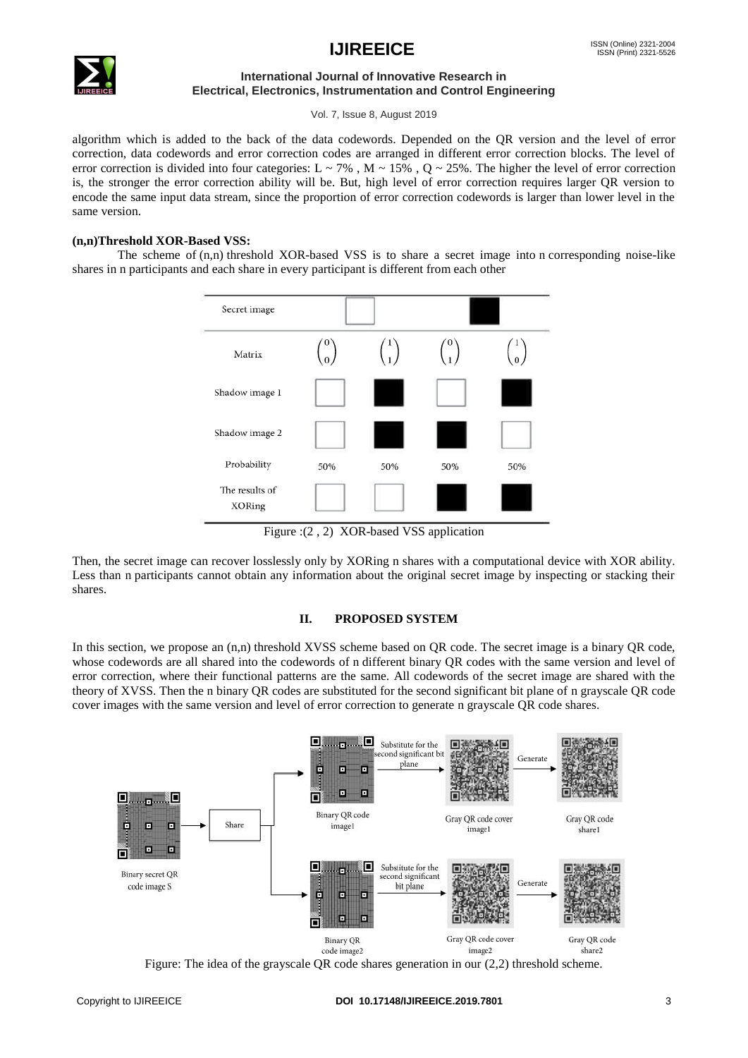algorithm which is added to the back of the data codewords. Depended on the QR version and the level of error correction, data codewords and error correction codes are arranged in different error correction blocks. The level of error correction is divided into four categories: L ~ 7% , M ~ 15% , Q ~ 25%. The higher the level of error correction is, the stronger the error correction ability will be. But, high level of error correction requires larger QR version to encode the same input data stream, since the proportion of error correction codewords is larger than lower level in the same version.

**(n,n)Threshold XOR-Based VSS:**

The scheme of (n,n) threshold XOR-based VSS is to share a secret image into n corresponding noise-like shares in n participants and each share in every participant is different from each other

| Secret image | white | | black | |
|---|---|---|---|---|
| Matrix | $\begin{pmatrix}0\\0\end{pmatrix}$ | $\begin{pmatrix}1\\1\end{pmatrix}$ | $\begin{pmatrix}0\\1\end{pmatrix}$ | $\begin{pmatrix}1\\0\end{pmatrix}$ |
| Shadow image 1 | white | black | white | black |
| Shadow image 2 | white | black | black | white |
| Probability | 50% | 50% | 50% | 50% |
| The results of XORing | white | white | black | black |

Figure :(2 , 2) XOR-based VSS application

Then, the secret image can recover losslessly only by XORing n shares with a computational device with XOR ability. Less than n participants cannot obtain any information about the original secret image by inspecting or stacking their shares.

## II. PROPOSED SYSTEM

In this section, we propose an (n,n) threshold XVSS scheme based on QR code. The secret image is a binary QR code, whose codewords are all shared into the codewords of n different binary QR codes with the same version and level of error correction, where their functional patterns are the same. All codewords of the secret image are shared with the theory of XVSS. Then the n binary QR codes are substituted for the second significant bit plane of n grayscale QR code cover images with the same version and level of error correction to generate n grayscale QR code shares.

Figure: The idea of the grayscale QR code shares generation in our (2,2) threshold scheme.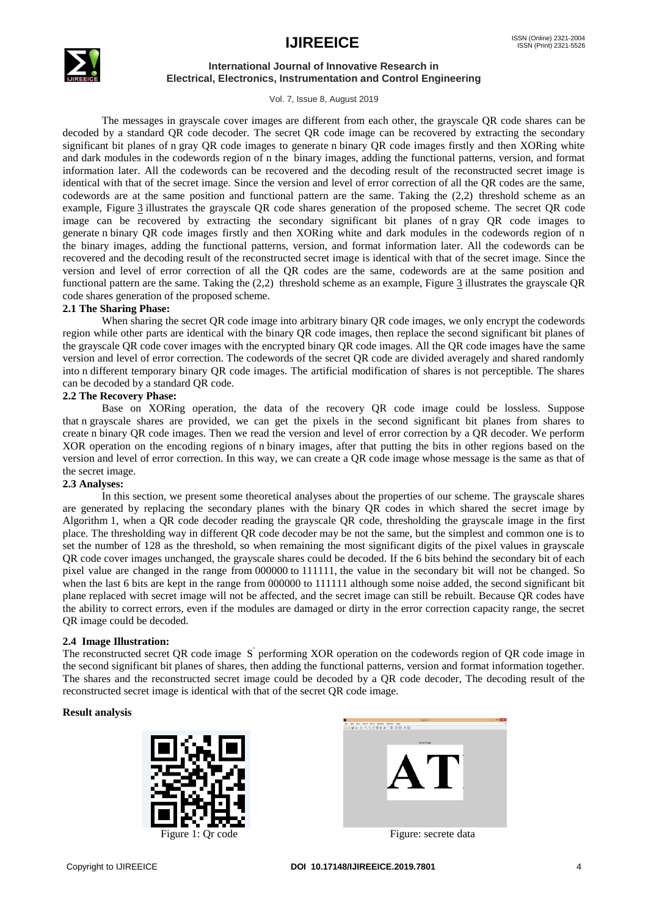The messages in grayscale cover images are different from each other, the grayscale QR code shares can be decoded by a standard QR code decoder. The secret QR code image can be recovered by extracting the secondary significant bit planes of n gray QR code images to generate n binary QR code images firstly and then XORing white and dark modules in the codewords region of n the binary images, adding the functional patterns, version, and format information later. All the codewords can be recovered and the decoding result of the reconstructed secret image is identical with that of the secret image. Since the version and level of error correction of all the QR codes are the same, codewords are at the same position and functional pattern are the same. Taking the (2,2) threshold scheme as an example, Figure 3 illustrates the grayscale QR code shares generation of the proposed scheme. The secret QR code image can be recovered by extracting the secondary significant bit planes of n gray QR code images to generate n binary QR code images firstly and then XORing white and dark modules in the codewords region of n the binary images, adding the functional patterns, version, and format information later. All the codewords can be recovered and the decoding result of the reconstructed secret image is identical with that of the secret image. Since the version and level of error correction of all the QR codes are the same, codewords are at the same position and functional pattern are the same. Taking the (2,2) threshold scheme as an example, Figure 3 illustrates the grayscale QR code shares generation of the proposed scheme.

### 2.1 The Sharing Phase:

When sharing the secret QR code image into arbitrary binary QR code images, we only encrypt the codewords region while other parts are identical with the binary QR code images, then replace the second significant bit planes of the grayscale QR code cover images with the encrypted binary QR code images. All the QR code images have the same version and level of error correction. The codewords of the secret QR code are divided averagely and shared randomly into n different temporary binary QR code images. The artificial modification of shares is not perceptible. The shares can be decoded by a standard QR code.

### 2.2 The Recovery Phase:

Base on XORing operation, the data of the recovery QR code image could be lossless. Suppose that n grayscale shares are provided, we can get the pixels in the second significant bit planes from shares to create n binary QR code images. Then we read the version and level of error correction by a QR decoder. We perform XOR operation on the encoding regions of n binary images, after that putting the bits in other regions based on the version and level of error correction. In this way, we can create a QR code image whose message is the same as that of the secret image.

### 2.3 Analyses:

In this section, we present some theoretical analyses about the properties of our scheme. The grayscale shares are generated by replacing the secondary planes with the binary QR codes in which shared the secret image by Algorithm 1, when a QR code decoder reading the grayscale QR code, thresholding the grayscale image in the first place. The thresholding way in different QR code decoder may be not the same, but the simplest and common one is to set the number of 128 as the threshold, so when remaining the most significant digits of the pixel values in grayscale QR code cover images unchanged, the grayscale shares could be decoded. If the 6 bits behind the secondary bit of each pixel value are changed in the range from 000000 to 111111, the value in the secondary bit will not be changed. So when the last 6 bits are kept in the range from 000000 to 111111 although some noise added, the second significant bit plane replaced with secret image will not be affected, and the secret image can still be rebuilt. Because QR codes have the ability to correct errors, even if the modules are damaged or dirty in the error correction capacity range, the secret QR image could be decoded.

### 2.4 Image Illustration:

The reconstructed secret QR code image $S'$ performing XOR operation on the codewords region of QR code image in the second significant bit planes of shares, then adding the functional patterns, version and format information together. The shares and the reconstructed secret image could be decoded by a QR code decoder, The decoding result of the reconstructed secret image is identical with that of the secret QR code image.

**Result analysis**

Figure 1: Qr code

Figure: secrete data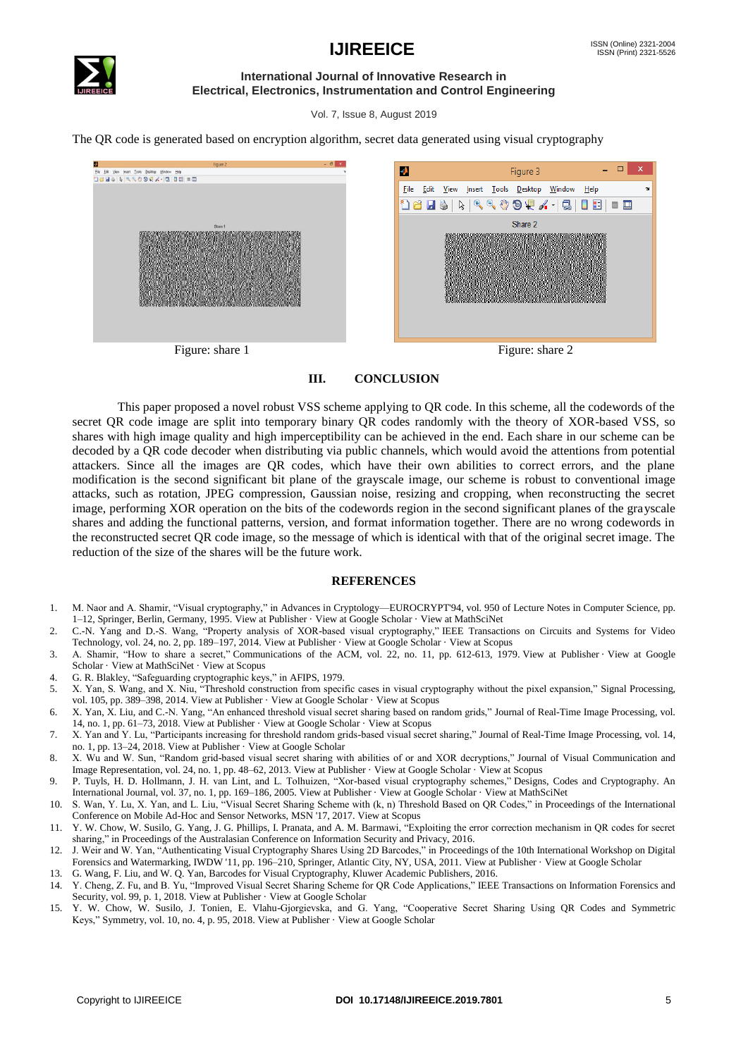The QR code is generated based on encryption algorithm, secret data generated using visual cryptography

Figure: share 1

Figure: share 2

## III. CONCLUSION

This paper proposed a novel robust VSS scheme applying to QR code. In this scheme, all the codewords of the secret QR code image are split into temporary binary QR codes randomly with the theory of XOR-based VSS, so shares with high image quality and high imperceptibility can be achieved in the end. Each share in our scheme can be decoded by a QR code decoder when distributing via public channels, which would avoid the attentions from potential attackers. Since all the images are QR codes, which have their own abilities to correct errors, and the plane modification is the second significant bit plane of the grayscale image, our scheme is robust to conventional image attacks, such as rotation, JPEG compression, Gaussian noise, resizing and cropping, when reconstructing the secret image, performing XOR operation on the bits of the codewords region in the second significant planes of the grayscale shares and adding the functional patterns, version, and format information together. There are no wrong codewords in the reconstructed secret QR code image, so the message of which is identical with that of the original secret image. The reduction of the size of the shares will be the future work.

## REFERENCES

1. M. Naor and A. Shamir, "Visual cryptography," in Advances in Cryptology—EUROCRYPT'94, vol. 950 of Lecture Notes in Computer Science, pp. 1–12, Springer, Berlin, Germany, 1995. View at Publisher · View at Google Scholar · View at MathSciNet
2. C.-N. Yang and D.-S. Wang, "Property analysis of XOR-based visual cryptography," IEEE Transactions on Circuits and Systems for Video Technology, vol. 24, no. 2, pp. 189–197, 2014. View at Publisher · View at Google Scholar · View at Scopus
3. A. Shamir, "How to share a secret," Communications of the ACM, vol. 22, no. 11, pp. 612-613, 1979. View at Publisher · View at Google Scholar · View at MathSciNet · View at Scopus
4. G. R. Blakley, "Safeguarding cryptographic keys," in AFIPS, 1979.
5. X. Yan, S. Wang, and X. Niu, "Threshold construction from specific cases in visual cryptography without the pixel expansion," Signal Processing, vol. 105, pp. 389–398, 2014. View at Publisher · View at Google Scholar · View at Scopus
6. X. Yan, X. Liu, and C.-N. Yang, "An enhanced threshold visual secret sharing based on random grids," Journal of Real-Time Image Processing, vol. 14, no. 1, pp. 61–73, 2018. View at Publisher · View at Google Scholar · View at Scopus
7. X. Yan and Y. Lu, "Participants increasing for threshold random grids-based visual secret sharing," Journal of Real-Time Image Processing, vol. 14, no. 1, pp. 13–24, 2018. View at Publisher · View at Google Scholar
8. X. Wu and W. Sun, "Random grid-based visual secret sharing with abilities of or and XOR decryptions," Journal of Visual Communication and Image Representation, vol. 24, no. 1, pp. 48–62, 2013. View at Publisher · View at Google Scholar · View at Scopus
9. P. Tuyls, H. D. Hollmann, J. H. van Lint, and L. Tolhuizen, "Xor-based visual cryptography schemes," Designs, Codes and Cryptography. An International Journal, vol. 37, no. 1, pp. 169–186, 2005. View at Publisher · View at Google Scholar · View at MathSciNet
10. S. Wan, Y. Lu, X. Yan, and L. Liu, "Visual Secret Sharing Scheme with (k, n) Threshold Based on QR Codes," in Proceedings of the International Conference on Mobile Ad-Hoc and Sensor Networks, MSN '17, 2017. View at Scopus
11. Y. W. Chow, W. Susilo, G. Yang, J. G. Phillips, I. Pranata, and A. M. Barmawi, "Exploiting the error correction mechanism in QR codes for secret sharing," in Proceedings of the Australasian Conference on Information Security and Privacy, 2016.
12. J. Weir and W. Yan, "Authenticating Visual Cryptography Shares Using 2D Barcodes," in Proceedings of the 10th International Workshop on Digital Forensics and Watermarking, IWDW '11, pp. 196–210, Springer, Atlantic City, NY, USA, 2011. View at Publisher · View at Google Scholar
13. G. Wang, F. Liu, and W. Q. Yan, Barcodes for Visual Cryptography, Kluwer Academic Publishers, 2016.
14. Y. Cheng, Z. Fu, and B. Yu, "Improved Visual Secret Sharing Scheme for QR Code Applications," IEEE Transactions on Information Forensics and Security, vol. 99, p. 1, 2018. View at Publisher · View at Google Scholar
15. Y. W. Chow, W. Susilo, J. Tonien, E. Vlahu-Gjorgievska, and G. Yang, "Cooperative Secret Sharing Using QR Codes and Symmetric Keys," Symmetry, vol. 10, no. 4, p. 95, 2018. View at Publisher · View at Google Scholar